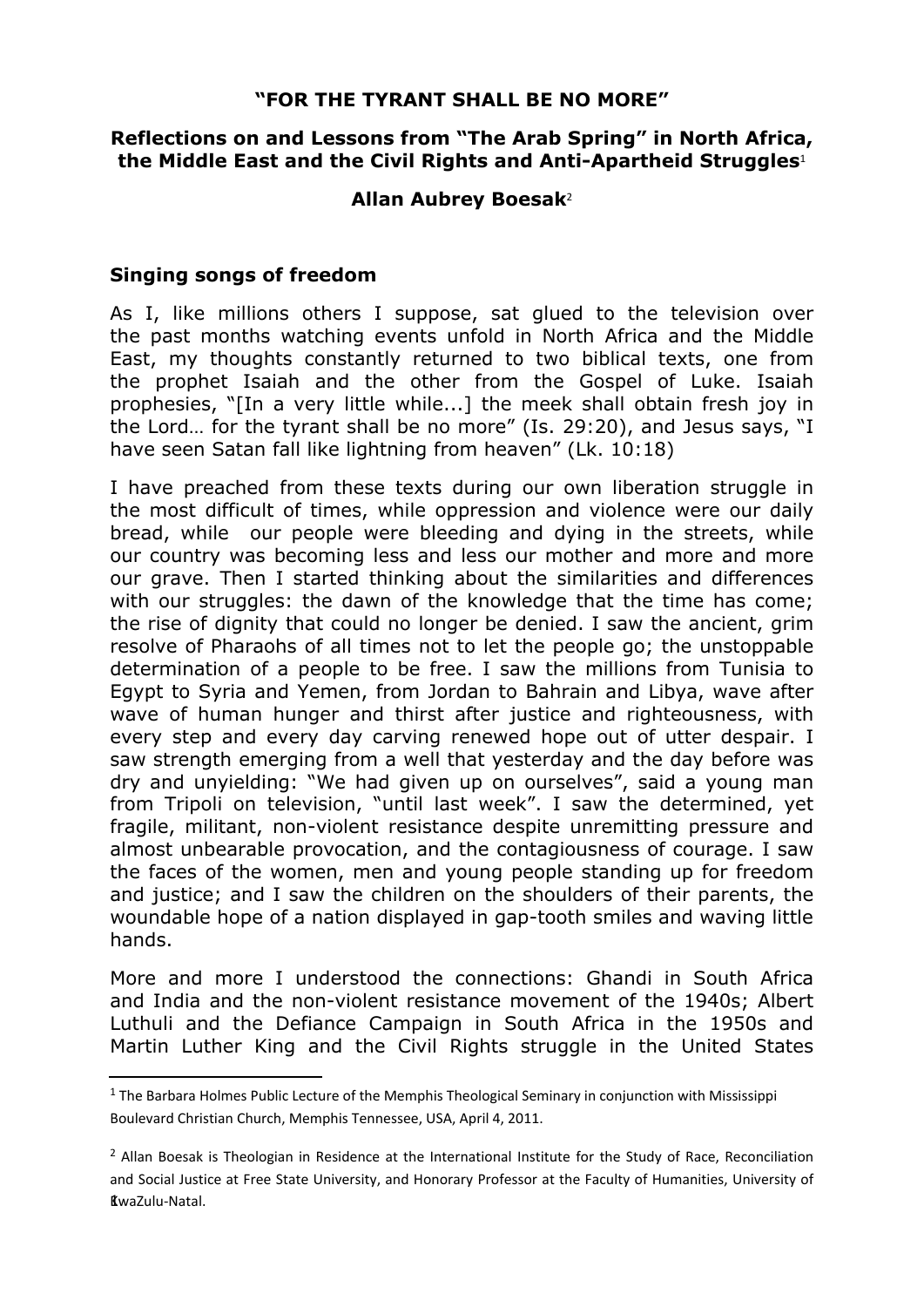# "FOR THE TYRANT SHALL BE NO MORE"

## Reflections on and Lessons from "The Arab Spring" in North Africa, the Middle East and the Civil Rights and Anti-Apartheid Struggles[1]

### Allan Aubrey Boesak[2]

## Singing songs of freedom

As I, like millions others I suppose, sat glued to the television over the past months watching events unfold in North Africa and the Middle East, my thoughts constantly returned to two biblical texts, one from the prophet Isaiah and the other from the Gospel of Luke. Isaiah prophesies, "[In a very little while...] the meek shall obtain fresh joy in the Lord… for the tyrant shall be no more" (Is. 29:20), and Jesus says, "I have seen Satan fall like lightning from heaven" (Lk. 10:18)

I have preached from these texts during our own liberation struggle in the most difficult of times, while oppression and violence were our daily bread, while our people were bleeding and dying in the streets, while our country was becoming less and less our mother and more and more our grave. Then I started thinking about the similarities and differences with our struggles: the dawn of the knowledge that the time has come; the rise of dignity that could no longer be denied. I saw the ancient, grim resolve of Pharaohs of all times not to let the people go; the unstoppable determination of a people to be free. I saw the millions from Tunisia to Egypt to Syria and Yemen, from Jordan to Bahrain and Libya, wave after wave of human hunger and thirst after justice and righteousness, with every step and every day carving renewed hope out of utter despair. I saw strength emerging from a well that yesterday and the day before was dry and unyielding: "We had given up on ourselves", said a young man from Tripoli on television, "until last week". I saw the determined, yet fragile, militant, non-violent resistance despite unremitting pressure and almost unbearable provocation, and the contagiousness of courage. I saw the faces of the women, men and young people standing up for freedom and justice; and I saw the children on the shoulders of their parents, the woundable hope of a nation displayed in gap-tooth smiles and waving little hands.

More and more I understood the connections: Ghandi in South Africa and India and the non-violent resistance movement of the 1940s; Albert Luthuli and the Defiance Campaign in South Africa in the 1950s and Martin Luther King and the Civil Rights struggle in the United States

---

[1] The Barbara Holmes Public Lecture of the Memphis Theological Seminary in conjunction with Mississippi Boulevard Christian Church, Memphis Tennessee, USA, April 4, 2011.

[2] Allan Boesak is Theologian in Residence at the International Institute for the Study of Race, Reconciliation and Social Justice at Free State University, and Honorary Professor at the Faculty of Humanities, University of KwaZulu-Natal.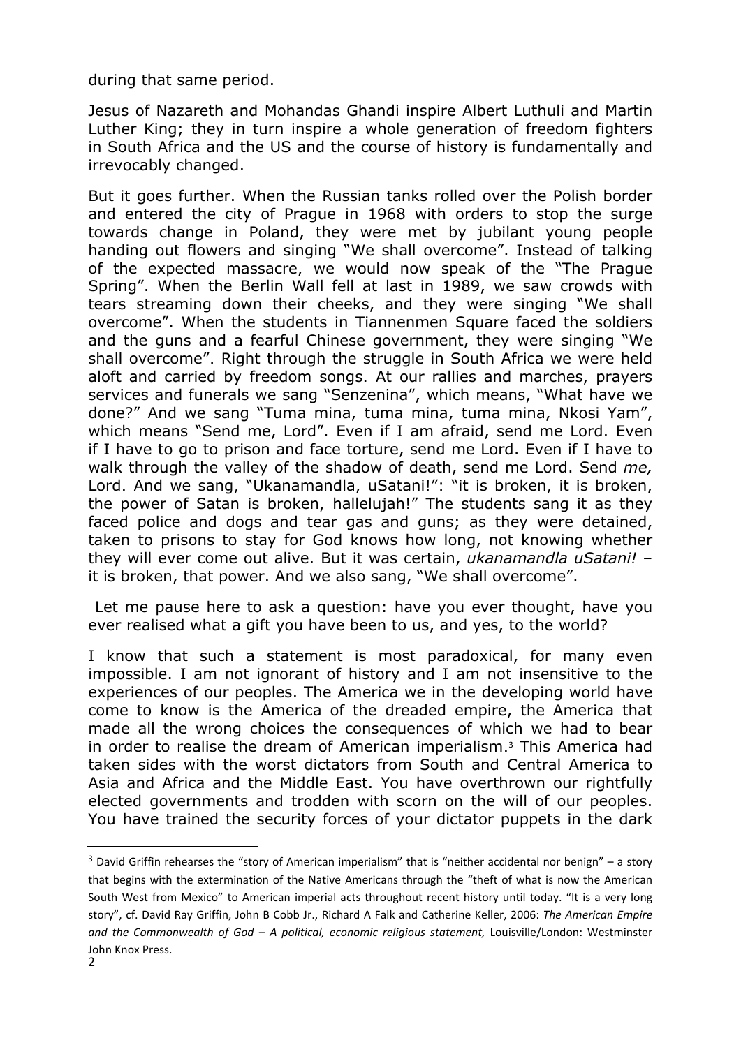during that same period.

Jesus of Nazareth and Mohandas Ghandi inspire Albert Luthuli and Martin Luther King; they in turn inspire a whole generation of freedom fighters in South Africa and the US and the course of history is fundamentally and irrevocably changed.

But it goes further. When the Russian tanks rolled over the Polish border and entered the city of Prague in 1968 with orders to stop the surge towards change in Poland, they were met by jubilant young people handing out flowers and singing "We shall overcome". Instead of talking of the expected massacre, we would now speak of the "The Prague Spring". When the Berlin Wall fell at last in 1989, we saw crowds with tears streaming down their cheeks, and they were singing "We shall overcome". When the students in Tiannenmen Square faced the soldiers and the guns and a fearful Chinese government, they were singing "We shall overcome". Right through the struggle in South Africa we were held aloft and carried by freedom songs. At our rallies and marches, prayers services and funerals we sang "Senzenina", which means, "What have we done?" And we sang "Tuma mina, tuma mina, tuma mina, Nkosi Yam", which means "Send me, Lord". Even if I am afraid, send me Lord. Even if I have to go to prison and face torture, send me Lord. Even if I have to walk through the valley of the shadow of death, send me Lord. Send *me,* Lord. And we sang, "Ukanamandla, uSatani!": "it is broken, it is broken, the power of Satan is broken, hallelujah!" The students sang it as they faced police and dogs and tear gas and guns; as they were detained, taken to prisons to stay for God knows how long, not knowing whether they will ever come out alive. But it was certain, *ukanamandla uSatani!* – it is broken, that power. And we also sang, "We shall overcome".

Let me pause here to ask a question: have you ever thought, have you ever realised what a gift you have been to us, and yes, to the world?

I know that such a statement is most paradoxical, for many even impossible. I am not ignorant of history and I am not insensitive to the experiences of our peoples. The America we in the developing world have come to know is the America of the dreaded empire, the America that made all the wrong choices the consequences of which we had to bear in order to realise the dream of American imperialism.[3] This America had taken sides with the worst dictators from South and Central America to Asia and Africa and the Middle East. You have overthrown our rightfully elected governments and trodden with scorn on the will of our peoples. You have trained the security forces of your dictator puppets in the dark

[3] David Griffin rehearses the "story of American imperialism" that is "neither accidental nor benign" – a story that begins with the extermination of the Native Americans through the "theft of what is now the American South West from Mexico" to American imperial acts throughout recent history until today. "It is a very long story", cf. David Ray Griffin, John B Cobb Jr., Richard A Falk and Catherine Keller, 2006: *The American Empire and the Commonwealth of God – A political, economic religious statement,* Louisville/London: Westminster John Knox Press.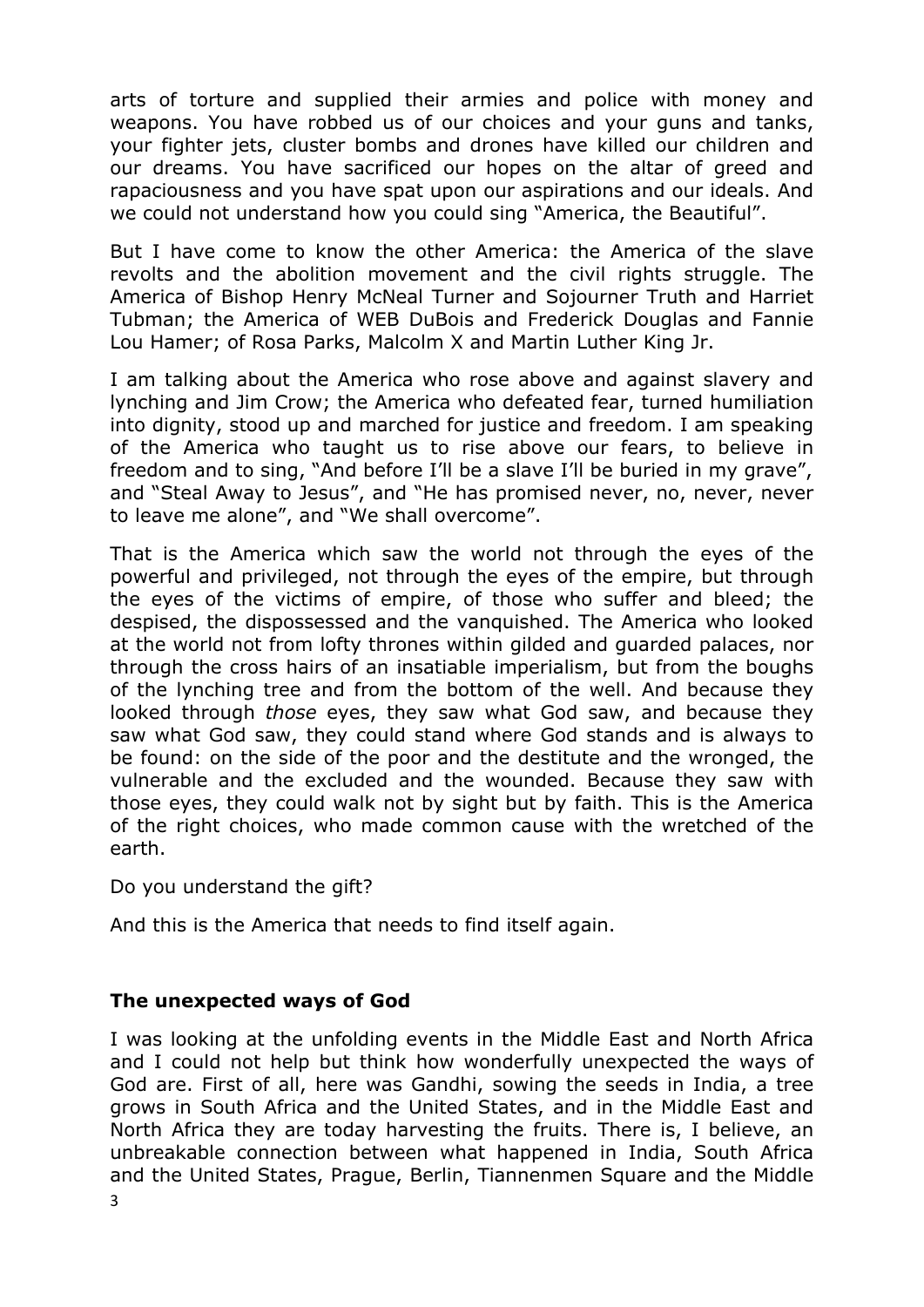arts of torture and supplied their armies and police with money and weapons. You have robbed us of our choices and your guns and tanks, your fighter jets, cluster bombs and drones have killed our children and our dreams. You have sacrificed our hopes on the altar of greed and rapaciousness and you have spat upon our aspirations and our ideals. And we could not understand how you could sing "America, the Beautiful".

But I have come to know the other America: the America of the slave revolts and the abolition movement and the civil rights struggle. The America of Bishop Henry McNeal Turner and Sojourner Truth and Harriet Tubman; the America of WEB DuBois and Frederick Douglas and Fannie Lou Hamer; of Rosa Parks, Malcolm X and Martin Luther King Jr.

I am talking about the America who rose above and against slavery and lynching and Jim Crow; the America who defeated fear, turned humiliation into dignity, stood up and marched for justice and freedom. I am speaking of the America who taught us to rise above our fears, to believe in freedom and to sing, "And before I'll be a slave I'll be buried in my grave", and "Steal Away to Jesus", and "He has promised never, no, never, never to leave me alone", and "We shall overcome".

That is the America which saw the world not through the eyes of the powerful and privileged, not through the eyes of the empire, but through the eyes of the victims of empire, of those who suffer and bleed; the despised, the dispossessed and the vanquished. The America who looked at the world not from lofty thrones within gilded and guarded palaces, nor through the cross hairs of an insatiable imperialism, but from the boughs of the lynching tree and from the bottom of the well. And because they looked through *those* eyes, they saw what God saw, and because they saw what God saw, they could stand where God stands and is always to be found: on the side of the poor and the destitute and the wronged, the vulnerable and the excluded and the wounded. Because they saw with those eyes, they could walk not by sight but by faith. This is the America of the right choices, who made common cause with the wretched of the earth.

Do you understand the gift?

And this is the America that needs to find itself again.

## The unexpected ways of God

I was looking at the unfolding events in the Middle East and North Africa and I could not help but think how wonderfully unexpected the ways of God are. First of all, here was Gandhi, sowing the seeds in India, a tree grows in South Africa and the United States, and in the Middle East and North Africa they are today harvesting the fruits. There is, I believe, an unbreakable connection between what happened in India, South Africa and the United States, Prague, Berlin, Tiannenmen Square and the Middle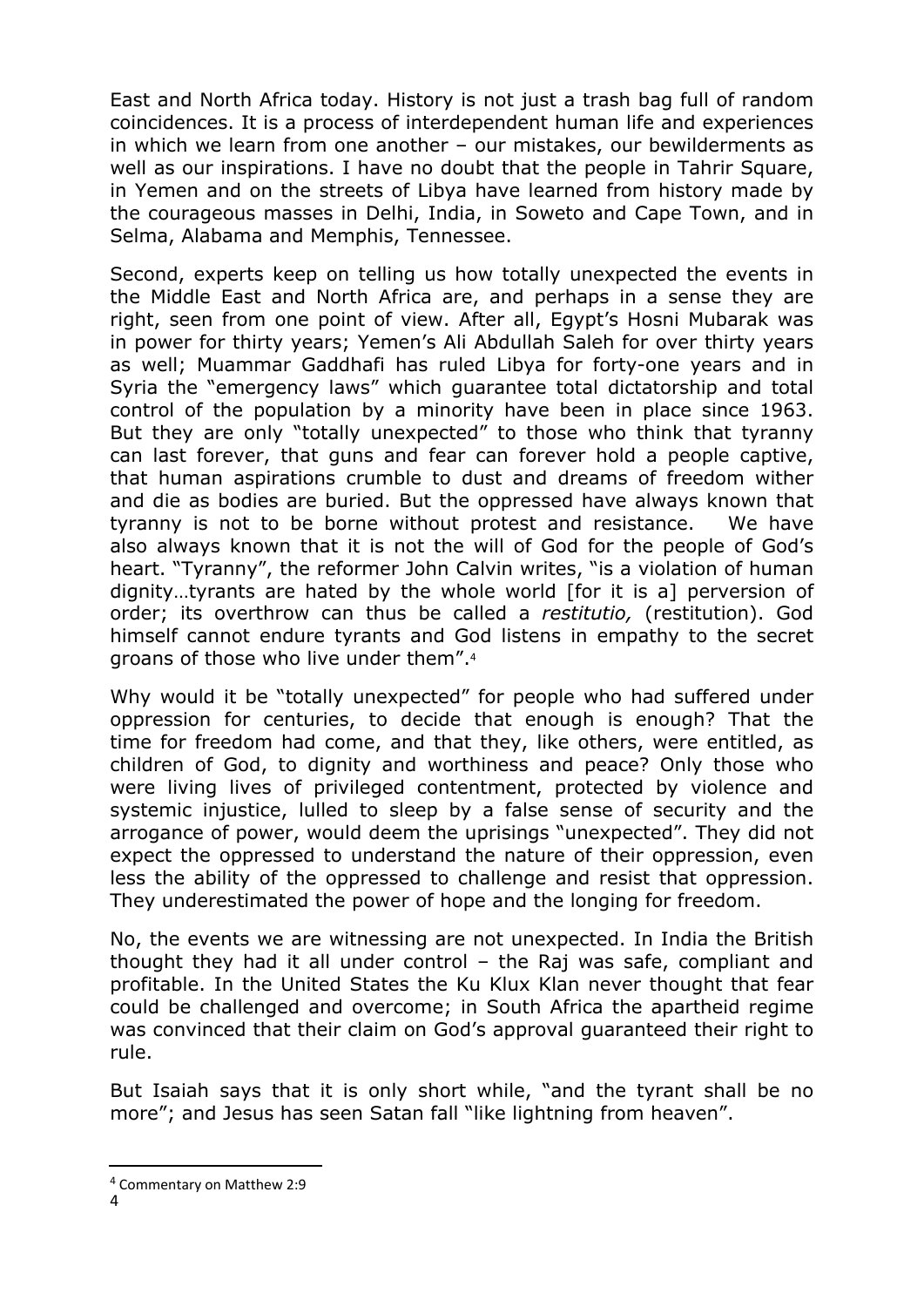East and North Africa today. History is not just a trash bag full of random coincidences. It is a process of interdependent human life and experiences in which we learn from one another – our mistakes, our bewilderments as well as our inspirations. I have no doubt that the people in Tahrir Square, in Yemen and on the streets of Libya have learned from history made by the courageous masses in Delhi, India, in Soweto and Cape Town, and in Selma, Alabama and Memphis, Tennessee.

Second, experts keep on telling us how totally unexpected the events in the Middle East and North Africa are, and perhaps in a sense they are right, seen from one point of view. After all, Egypt's Hosni Mubarak was in power for thirty years; Yemen's Ali Abdullah Saleh for over thirty years as well; Muammar Gaddhafi has ruled Libya for forty-one years and in Syria the "emergency laws" which guarantee total dictatorship and total control of the population by a minority have been in place since 1963. But they are only "totally unexpected" to those who think that tyranny can last forever, that guns and fear can forever hold a people captive, that human aspirations crumble to dust and dreams of freedom wither and die as bodies are buried. But the oppressed have always known that tyranny is not to be borne without protest and resistance. We have also always known that it is not the will of God for the people of God's heart. "Tyranny", the reformer John Calvin writes, "is a violation of human dignity…tyrants are hated by the whole world [for it is a] perversion of order; its overthrow can thus be called a *restitutio,* (restitution). God himself cannot endure tyrants and God listens in empathy to the secret groans of those who live under them".[4]

Why would it be "totally unexpected" for people who had suffered under oppression for centuries, to decide that enough is enough? That the time for freedom had come, and that they, like others, were entitled, as children of God, to dignity and worthiness and peace? Only those who were living lives of privileged contentment, protected by violence and systemic injustice, lulled to sleep by a false sense of security and the arrogance of power, would deem the uprisings "unexpected". They did not expect the oppressed to understand the nature of their oppression, even less the ability of the oppressed to challenge and resist that oppression. They underestimated the power of hope and the longing for freedom.

No, the events we are witnessing are not unexpected. In India the British thought they had it all under control – the Raj was safe, compliant and profitable. In the United States the Ku Klux Klan never thought that fear could be challenged and overcome; in South Africa the apartheid regime was convinced that their claim on God's approval guaranteed their right to rule.

But Isaiah says that it is only short while, "and the tyrant shall be no more"; and Jesus has seen Satan fall "like lightning from heaven".

---

[4] Commentary on Matthew 2:9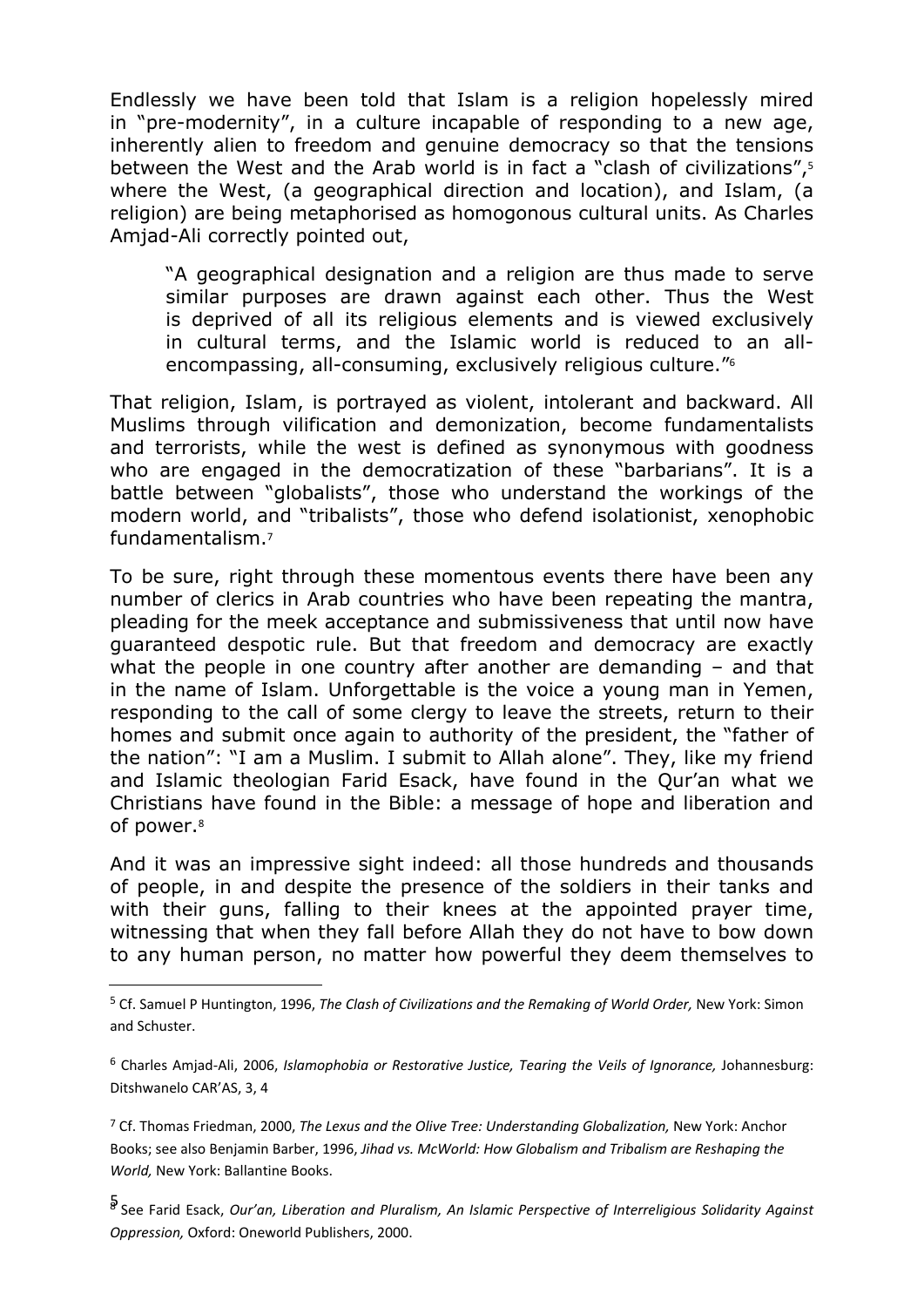Endlessly we have been told that Islam is a religion hopelessly mired in "pre-modernity", in a culture incapable of responding to a new age, inherently alien to freedom and genuine democracy so that the tensions between the West and the Arab world is in fact a "clash of civilizations",[5] where the West, (a geographical direction and location), and Islam, (a religion) are being metaphorised as homogonous cultural units. As Charles Amjad-Ali correctly pointed out,

> "A geographical designation and a religion are thus made to serve similar purposes are drawn against each other. Thus the West is deprived of all its religious elements and is viewed exclusively in cultural terms, and the Islamic world is reduced to an all-encompassing, all-consuming, exclusively religious culture."[6]

That religion, Islam, is portrayed as violent, intolerant and backward. All Muslims through vilification and demonization, become fundamentalists and terrorists, while the west is defined as synonymous with goodness who are engaged in the democratization of these "barbarians". It is a battle between "globalists", those who understand the workings of the modern world, and "tribalists", those who defend isolationist, xenophobic fundamentalism.[7]

To be sure, right through these momentous events there have been any number of clerics in Arab countries who have been repeating the mantra, pleading for the meek acceptance and submissiveness that until now have guaranteed despotic rule. But that freedom and democracy are exactly what the people in one country after another are demanding – and that in the name of Islam. Unforgettable is the voice a young man in Yemen, responding to the call of some clergy to leave the streets, return to their homes and submit once again to authority of the president, the "father of the nation": "I am a Muslim. I submit to Allah alone". They, like my friend and Islamic theologian Farid Esack, have found in the Qur'an what we Christians have found in the Bible: a message of hope and liberation and of power.[8]

And it was an impressive sight indeed: all those hundreds and thousands of people, in and despite the presence of the soldiers in their tanks and with their guns, falling to their knees at the appointed prayer time, witnessing that when they fall before Allah they do not have to bow down to any human person, no matter how powerful they deem themselves to

---

[5] Cf. Samuel P Huntington, 1996, *The Clash of Civilizations and the Remaking of World Order,* New York: Simon and Schuster.

[6] Charles Amjad-Ali, 2006, *Islamophobia or Restorative Justice, Tearing the Veils of Ignorance,* Johannesburg: Ditshwanelo CAR'AS, 3, 4

[7] Cf. Thomas Friedman, 2000, *The Lexus and the Olive Tree: Understanding Globalization,* New York: Anchor Books; see also Benjamin Barber, 1996, *Jihad vs. McWorld: How Globalism and Tribalism are Reshaping the World,* New York: Ballantine Books.

[8] See Farid Esack, *Qur'an, Liberation and Pluralism, An Islamic Perspective of Interreligious Solidarity Against Oppression,* Oxford: Oneworld Publishers, 2000.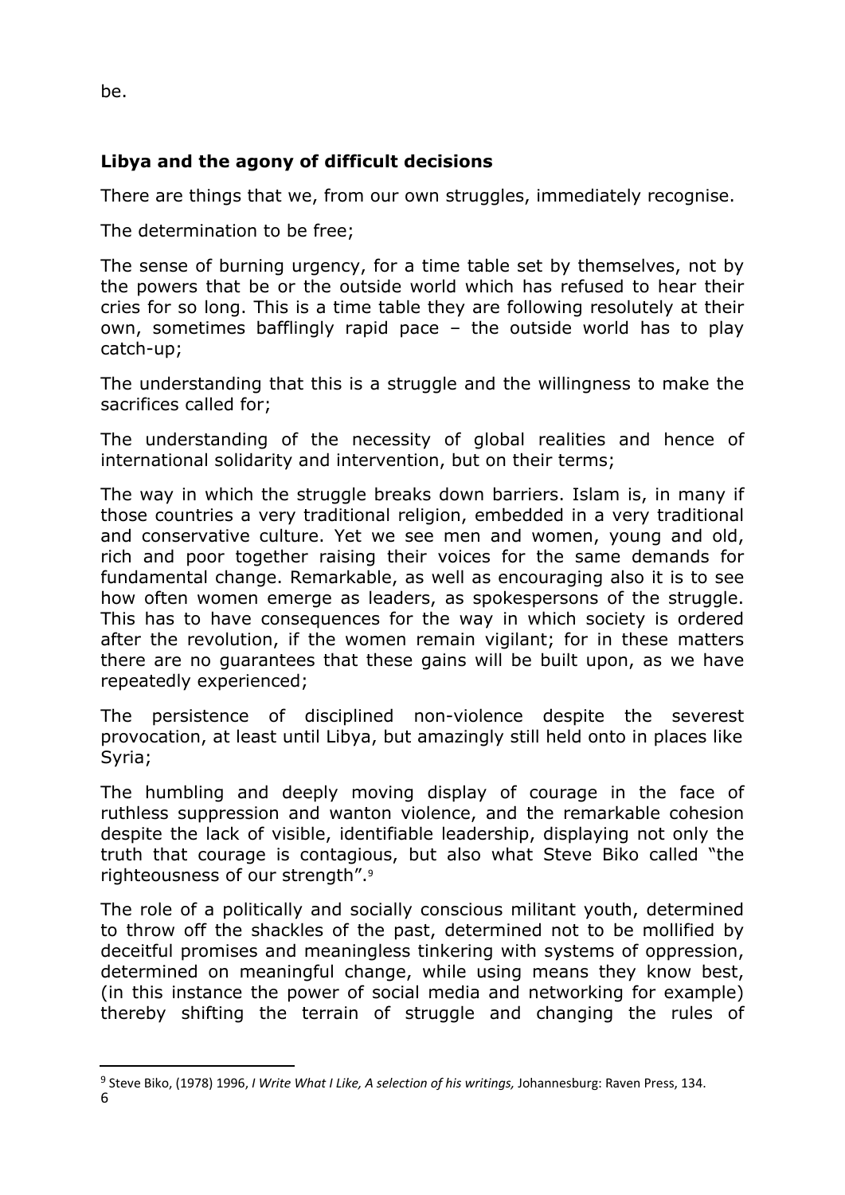be.

**Libya and the agony of difficult decisions**

There are things that we, from our own struggles, immediately recognise.

The determination to be free;

The sense of burning urgency, for a time table set by themselves, not by the powers that be or the outside world which has refused to hear their cries for so long. This is a time table they are following resolutely at their own, sometimes bafflingly rapid pace – the outside world has to play catch-up;

The understanding that this is a struggle and the willingness to make the sacrifices called for;

The understanding of the necessity of global realities and hence of international solidarity and intervention, but on their terms;

The way in which the struggle breaks down barriers. Islam is, in many if those countries a very traditional religion, embedded in a very traditional and conservative culture. Yet we see men and women, young and old, rich and poor together raising their voices for the same demands for fundamental change. Remarkable, as well as encouraging also it is to see how often women emerge as leaders, as spokespersons of the struggle. This has to have consequences for the way in which society is ordered after the revolution, if the women remain vigilant; for in these matters there are no guarantees that these gains will be built upon, as we have repeatedly experienced;

The persistence of disciplined non-violence despite the severest provocation, at least until Libya, but amazingly still held onto in places like Syria;

The humbling and deeply moving display of courage in the face of ruthless suppression and wanton violence, and the remarkable cohesion despite the lack of visible, identifiable leadership, displaying not only the truth that courage is contagious, but also what Steve Biko called "the righteousness of our strength".[9]

The role of a politically and socially conscious militant youth, determined to throw off the shackles of the past, determined not to be mollified by deceitful promises and meaningless tinkering with systems of oppression, determined on meaningful change, while using means they know best, (in this instance the power of social media and networking for example) thereby shifting the terrain of struggle and changing the rules of

[9] Steve Biko, (1978) 1996, *I Write What I Like, A selection of his writings,* Johannesburg: Raven Press, 134.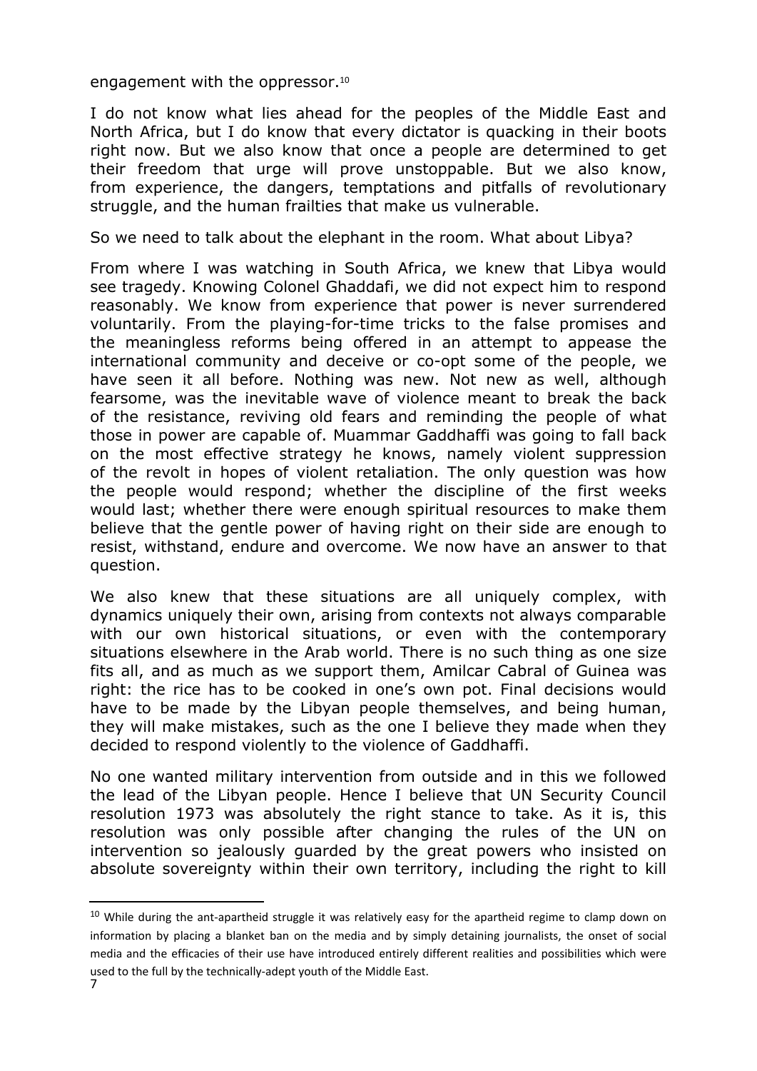engagement with the oppressor.[10]

I do not know what lies ahead for the peoples of the Middle East and North Africa, but I do know that every dictator is quacking in their boots right now. But we also know that once a people are determined to get their freedom that urge will prove unstoppable. But we also know, from experience, the dangers, temptations and pitfalls of revolutionary struggle, and the human frailties that make us vulnerable.

So we need to talk about the elephant in the room. What about Libya?

From where I was watching in South Africa, we knew that Libya would see tragedy. Knowing Colonel Ghaddafi, we did not expect him to respond reasonably. We know from experience that power is never surrendered voluntarily. From the playing-for-time tricks to the false promises and the meaningless reforms being offered in an attempt to appease the international community and deceive or co-opt some of the people, we have seen it all before. Nothing was new. Not new as well, although fearsome, was the inevitable wave of violence meant to break the back of the resistance, reviving old fears and reminding the people of what those in power are capable of. Muammar Gaddhaffi was going to fall back on the most effective strategy he knows, namely violent suppression of the revolt in hopes of violent retaliation. The only question was how the people would respond; whether the discipline of the first weeks would last; whether there were enough spiritual resources to make them believe that the gentle power of having right on their side are enough to resist, withstand, endure and overcome. We now have an answer to that question.

We also knew that these situations are all uniquely complex, with dynamics uniquely their own, arising from contexts not always comparable with our own historical situations, or even with the contemporary situations elsewhere in the Arab world. There is no such thing as one size fits all, and as much as we support them, Amilcar Cabral of Guinea was right: the rice has to be cooked in one's own pot. Final decisions would have to be made by the Libyan people themselves, and being human, they will make mistakes, such as the one I believe they made when they decided to respond violently to the violence of Gaddhaffi.

No one wanted military intervention from outside and in this we followed the lead of the Libyan people. Hence I believe that UN Security Council resolution 1973 was absolutely the right stance to take. As it is, this resolution was only possible after changing the rules of the UN on intervention so jealously guarded by the great powers who insisted on absolute sovereignty within their own territory, including the right to kill

---

[10] While during the ant-apartheid struggle it was relatively easy for the apartheid regime to clamp down on information by placing a blanket ban on the media and by simply detaining journalists, the onset of social media and the efficacies of their use have introduced entirely different realities and possibilities which were used to the full by the technically-adept youth of the Middle East.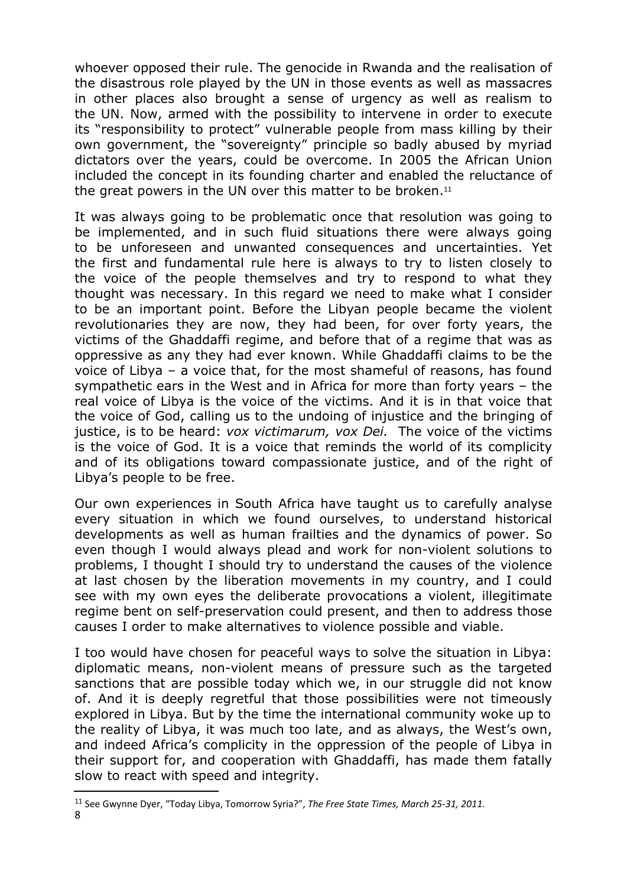whoever opposed their rule. The genocide in Rwanda and the realisation of the disastrous role played by the UN in those events as well as massacres in other places also brought a sense of urgency as well as realism to the UN. Now, armed with the possibility to intervene in order to execute its "responsibility to protect" vulnerable people from mass killing by their own government, the "sovereignty" principle so badly abused by myriad dictators over the years, could be overcome. In 2005 the African Union included the concept in its founding charter and enabled the reluctance of the great powers in the UN over this matter to be broken.[11]

It was always going to be problematic once that resolution was going to be implemented, and in such fluid situations there were always going to be unforeseen and unwanted consequences and uncertainties. Yet the first and fundamental rule here is always to try to listen closely to the voice of the people themselves and try to respond to what they thought was necessary. In this regard we need to make what I consider to be an important point. Before the Libyan people became the violent revolutionaries they are now, they had been, for over forty years, the victims of the Ghaddaffi regime, and before that of a regime that was as oppressive as any they had ever known. While Ghaddaffi claims to be the voice of Libya – a voice that, for the most shameful of reasons, has found sympathetic ears in the West and in Africa for more than forty years – the real voice of Libya is the voice of the victims. And it is in that voice that the voice of God, calling us to the undoing of injustice and the bringing of justice, is to be heard: *vox victimarum, vox Dei.* The voice of the victims is the voice of God. It is a voice that reminds the world of its complicity and of its obligations toward compassionate justice, and of the right of Libya's people to be free.

Our own experiences in South Africa have taught us to carefully analyse every situation in which we found ourselves, to understand historical developments as well as human frailties and the dynamics of power. So even though I would always plead and work for non-violent solutions to problems, I thought I should try to understand the causes of the violence at last chosen by the liberation movements in my country, and I could see with my own eyes the deliberate provocations a violent, illegitimate regime bent on self-preservation could present, and then to address those causes I order to make alternatives to violence possible and viable.

I too would have chosen for peaceful ways to solve the situation in Libya: diplomatic means, non-violent means of pressure such as the targeted sanctions that are possible today which we, in our struggle did not know of. And it is deeply regretful that those possibilities were not timeously explored in Libya. But by the time the international community woke up to the reality of Libya, it was much too late, and as always, the West's own, and indeed Africa's complicity in the oppression of the people of Libya in their support for, and cooperation with Ghaddaffi, has made them fatally slow to react with speed and integrity.

---

[11] See Gwynne Dyer, "Today Libya, Tomorrow Syria?", *The Free State Times, March 25-31, 2011.*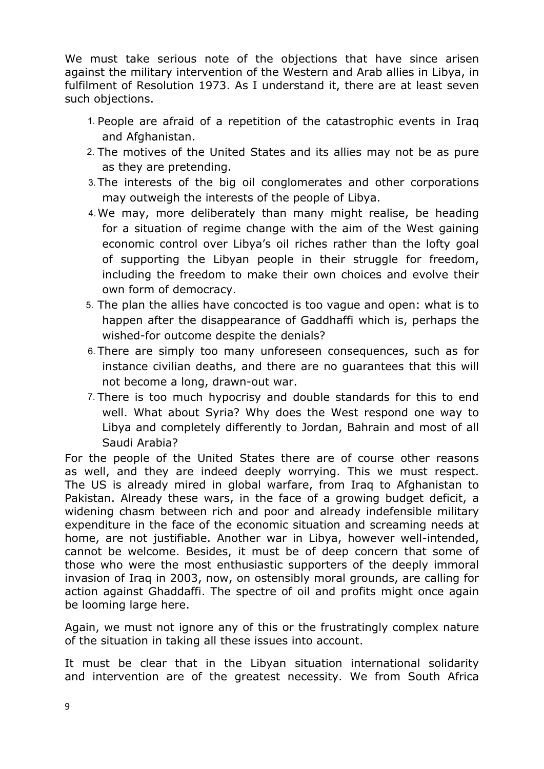We must take serious note of the objections that have since arisen against the military intervention of the Western and Arab allies in Libya, in fulfilment of Resolution 1973. As I understand it, there are at least seven such objections.

1. People are afraid of a repetition of the catastrophic events in Iraq and Afghanistan.
2. The motives of the United States and its allies may not be as pure as they are pretending.
3. The interests of the big oil conglomerates and other corporations may outweigh the interests of the people of Libya.
4. We may, more deliberately than many might realise, be heading for a situation of regime change with the aim of the West gaining economic control over Libya's oil riches rather than the lofty goal of supporting the Libyan people in their struggle for freedom, including the freedom to make their own choices and evolve their own form of democracy.
5. The plan the allies have concocted is too vague and open: what is to happen after the disappearance of Gaddhaffi which is, perhaps the wished-for outcome despite the denials?
6. There are simply too many unforeseen consequences, such as for instance civilian deaths, and there are no guarantees that this will not become a long, drawn-out war.
7. There is too much hypocrisy and double standards for this to end well. What about Syria? Why does the West respond one way to Libya and completely differently to Jordan, Bahrain and most of all Saudi Arabia?

For the people of the United States there are of course other reasons as well, and they are indeed deeply worrying. This we must respect. The US is already mired in global warfare, from Iraq to Afghanistan to Pakistan. Already these wars, in the face of a growing budget deficit, a widening chasm between rich and poor and already indefensible military expenditure in the face of the economic situation and screaming needs at home, are not justifiable. Another war in Libya, however well-intended, cannot be welcome. Besides, it must be of deep concern that some of those who were the most enthusiastic supporters of the deeply immoral invasion of Iraq in 2003, now, on ostensibly moral grounds, are calling for action against Ghaddaffi. The spectre of oil and profits might once again be looming large here.

Again, we must not ignore any of this or the frustratingly complex nature of the situation in taking all these issues into account.

It must be clear that in the Libyan situation international solidarity and intervention are of the greatest necessity. We from South Africa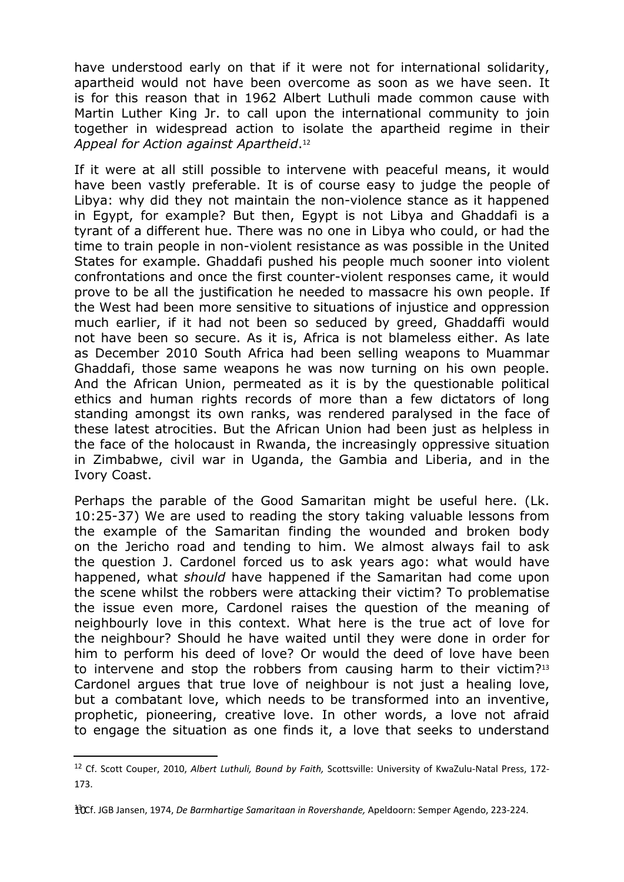have understood early on that if it were not for international solidarity, apartheid would not have been overcome as soon as we have seen. It is for this reason that in 1962 Albert Luthuli made common cause with Martin Luther King Jr. to call upon the international community to join together in widespread action to isolate the apartheid regime in their *Appeal for Action against Apartheid*.[12]

If it were at all still possible to intervene with peaceful means, it would have been vastly preferable. It is of course easy to judge the people of Libya: why did they not maintain the non-violence stance as it happened in Egypt, for example? But then, Egypt is not Libya and Ghaddafi is a tyrant of a different hue. There was no one in Libya who could, or had the time to train people in non-violent resistance as was possible in the United States for example. Ghaddafi pushed his people much sooner into violent confrontations and once the first counter-violent responses came, it would prove to be all the justification he needed to massacre his own people. If the West had been more sensitive to situations of injustice and oppression much earlier, if it had not been so seduced by greed, Ghaddaffi would not have been so secure. As it is, Africa is not blameless either. As late as December 2010 South Africa had been selling weapons to Muammar Ghaddafi, those same weapons he was now turning on his own people. And the African Union, permeated as it is by the questionable political ethics and human rights records of more than a few dictators of long standing amongst its own ranks, was rendered paralysed in the face of these latest atrocities. But the African Union had been just as helpless in the face of the holocaust in Rwanda, the increasingly oppressive situation in Zimbabwe, civil war in Uganda, the Gambia and Liberia, and in the Ivory Coast.

Perhaps the parable of the Good Samaritan might be useful here. (Lk. 10:25-37) We are used to reading the story taking valuable lessons from the example of the Samaritan finding the wounded and broken body on the Jericho road and tending to him. We almost always fail to ask the question J. Cardonel forced us to ask years ago: what would have happened, what *should* have happened if the Samaritan had come upon the scene whilst the robbers were attacking their victim? To problematise the issue even more, Cardonel raises the question of the meaning of neighbourly love in this context. What here is the true act of love for the neighbour? Should he have waited until they were done in order for him to perform his deed of love? Or would the deed of love have been to intervene and stop the robbers from causing harm to their victim?[13] Cardonel argues that true love of neighbour is not just a healing love, but a combatant love, which needs to be transformed into an inventive, prophetic, pioneering, creative love. In other words, a love not afraid to engage the situation as one finds it, a love that seeks to understand

---

[12] Cf. Scott Couper, 2010, *Albert Luthuli, Bound by Faith,* Scottsville: University of KwaZulu-Natal Press, 172-173.

[13] Cf. JGB Jansen, 1974, *De Barmhartige Samaritaan in Rovershande,* Apeldoorn: Semper Agendo, 223-224.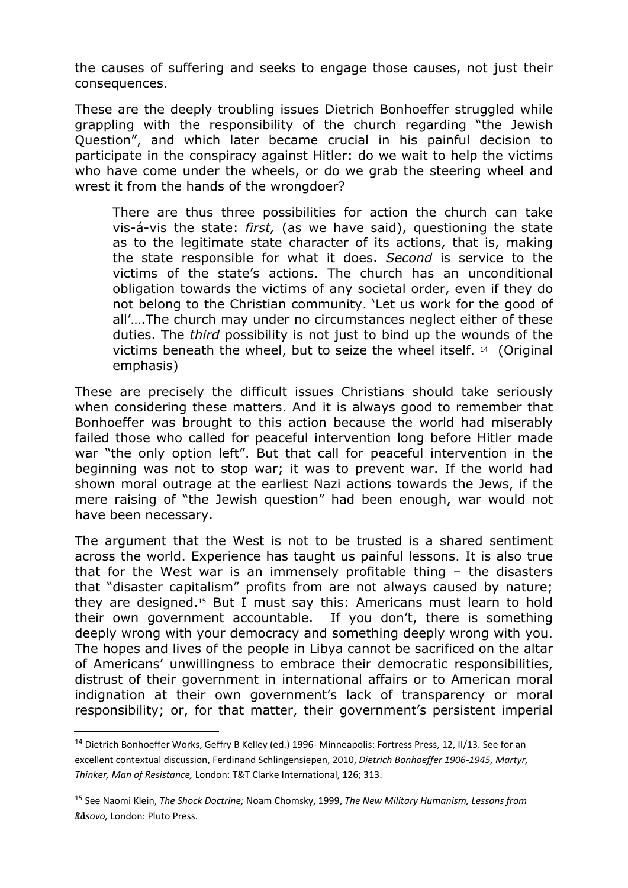the causes of suffering and seeks to engage those causes, not just their consequences.

These are the deeply troubling issues Dietrich Bonhoeffer struggled while grappling with the responsibility of the church regarding "the Jewish Question", and which later became crucial in his painful decision to participate in the conspiracy against Hitler: do we wait to help the victims who have come under the wheels, or do we grab the steering wheel and wrest it from the hands of the wrongdoer?

> There are thus three possibilities for action the church can take vis-á-vis the state: *first,* (as we have said), questioning the state as to the legitimate state character of its actions, that is, making the state responsible for what it does. *Second* is service to the victims of the state's actions. The church has an unconditional obligation towards the victims of any societal order, even if they do not belong to the Christian community. 'Let us work for the good of all'….The church may under no circumstances neglect either of these duties. The *third* possibility is not just to bind up the wounds of the victims beneath the wheel, but to seize the wheel itself. [14] (Original emphasis)

These are precisely the difficult issues Christians should take seriously when considering these matters. And it is always good to remember that Bonhoeffer was brought to this action because the world had miserably failed those who called for peaceful intervention long before Hitler made war "the only option left". But that call for peaceful intervention in the beginning was not to stop war; it was to prevent war. If the world had shown moral outrage at the earliest Nazi actions towards the Jews, if the mere raising of "the Jewish question" had been enough, war would not have been necessary.

The argument that the West is not to be trusted is a shared sentiment across the world. Experience has taught us painful lessons. It is also true that for the West war is an immensely profitable thing – the disasters that "disaster capitalism" profits from are not always caused by nature; they are designed.[15] But I must say this: Americans must learn to hold their own government accountable. If you don't, there is something deeply wrong with your democracy and something deeply wrong with you. The hopes and lives of the people in Libya cannot be sacrificed on the altar of Americans' unwillingness to embrace their democratic responsibilities, distrust of their government in international affairs or to American moral indignation at their own government's lack of transparency or moral responsibility; or, for that matter, their government's persistent imperial

---

[14] Dietrich Bonhoeffer Works, Geffry B Kelley (ed.) 1996- Minneapolis: Fortress Press, 12, II/13. See for an excellent contextual discussion, Ferdinand Schlingensiepen, 2010, *Dietrich Bonhoeffer 1906-1945, Martyr, Thinker, Man of Resistance,* London: T&T Clarke International, 126; 313.

[15] See Naomi Klein, *The Shock Doctrine;* Noam Chomsky, 1999, *The New Military Humanism, Lessons from Kosovo,* London: Pluto Press.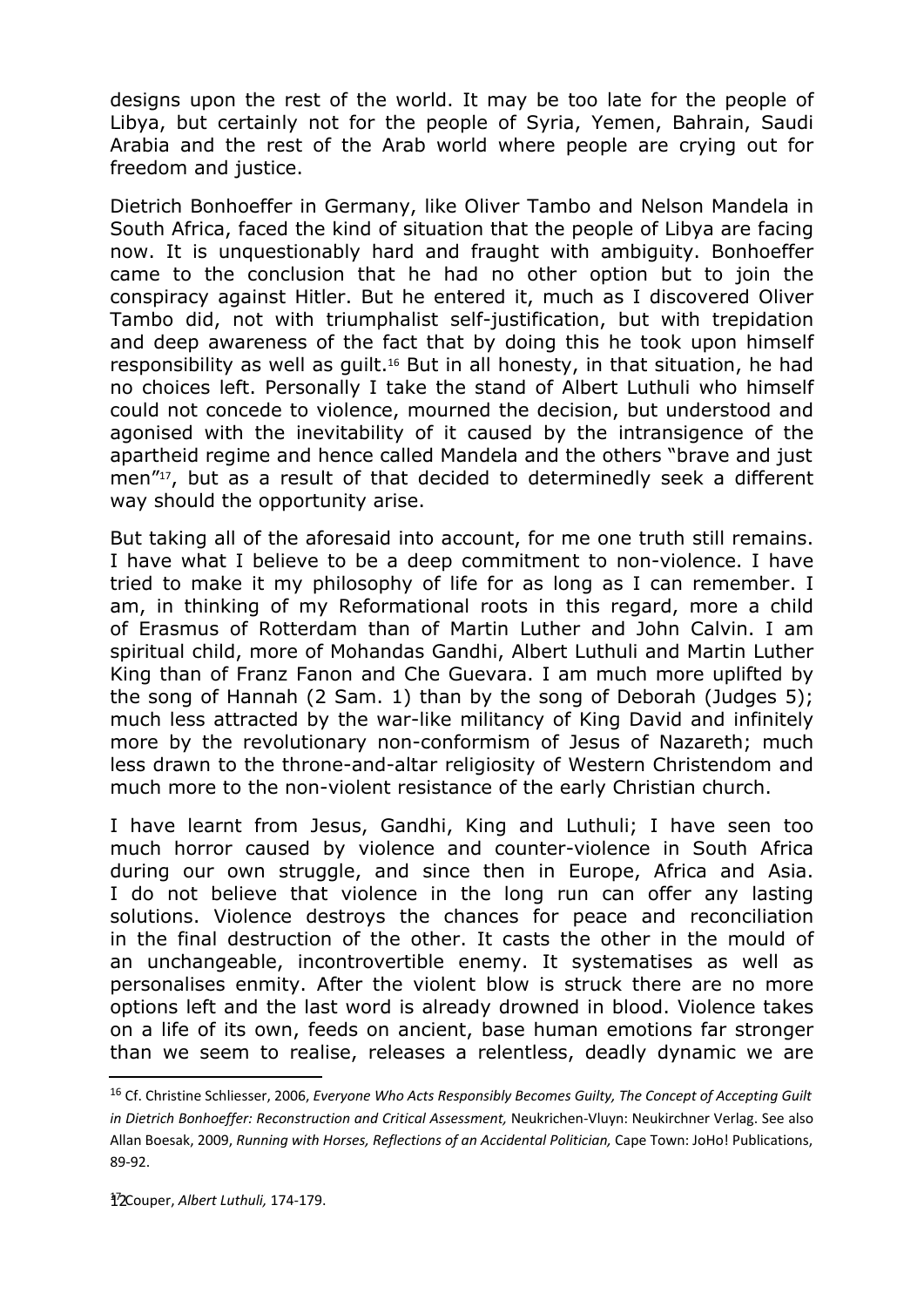designs upon the rest of the world. It may be too late for the people of Libya, but certainly not for the people of Syria, Yemen, Bahrain, Saudi Arabia and the rest of the Arab world where people are crying out for freedom and justice.

Dietrich Bonhoeffer in Germany, like Oliver Tambo and Nelson Mandela in South Africa, faced the kind of situation that the people of Libya are facing now. It is unquestionably hard and fraught with ambiguity. Bonhoeffer came to the conclusion that he had no other option but to join the conspiracy against Hitler. But he entered it, much as I discovered Oliver Tambo did, not with triumphalist self-justification, but with trepidation and deep awareness of the fact that by doing this he took upon himself responsibility as well as guilt.[16] But in all honesty, in that situation, he had no choices left. Personally I take the stand of Albert Luthuli who himself could not concede to violence, mourned the decision, but understood and agonised with the inevitability of it caused by the intransigence of the apartheid regime and hence called Mandela and the others "brave and just men"[17], but as a result of that decided to determinedly seek a different way should the opportunity arise.

But taking all of the aforesaid into account, for me one truth still remains. I have what I believe to be a deep commitment to non-violence. I have tried to make it my philosophy of life for as long as I can remember. I am, in thinking of my Reformational roots in this regard, more a child of Erasmus of Rotterdam than of Martin Luther and John Calvin. I am spiritual child, more of Mohandas Gandhi, Albert Luthuli and Martin Luther King than of Franz Fanon and Che Guevara. I am much more uplifted by the song of Hannah (2 Sam. 1) than by the song of Deborah (Judges 5); much less attracted by the war-like militancy of King David and infinitely more by the revolutionary non-conformism of Jesus of Nazareth; much less drawn to the throne-and-altar religiosity of Western Christendom and much more to the non-violent resistance of the early Christian church.

I have learnt from Jesus, Gandhi, King and Luthuli; I have seen too much horror caused by violence and counter-violence in South Africa during our own struggle, and since then in Europe, Africa and Asia. I do not believe that violence in the long run can offer any lasting solutions. Violence destroys the chances for peace and reconciliation in the final destruction of the other. It casts the other in the mould of an unchangeable, incontrovertible enemy. It systematises as well as personalises enmity. After the violent blow is struck there are no more options left and the last word is already drowned in blood. Violence takes on a life of its own, feeds on ancient, base human emotions far stronger than we seem to realise, releases a relentless, deadly dynamic we are

---

[16] Cf. Christine Schliesser, 2006, *Everyone Who Acts Responsibly Becomes Guilty, The Concept of Accepting Guilt in Dietrich Bonhoeffer: Reconstruction and Critical Assessment,* Neukrichen-Vluyn: Neukirchner Verlag. See also Allan Boesak, 2009, *Running with Horses, Reflections of an Accidental Politician,* Cape Town: JoHo! Publications, 89-92.

[17] Couper, *Albert Luthuli,* 174-179.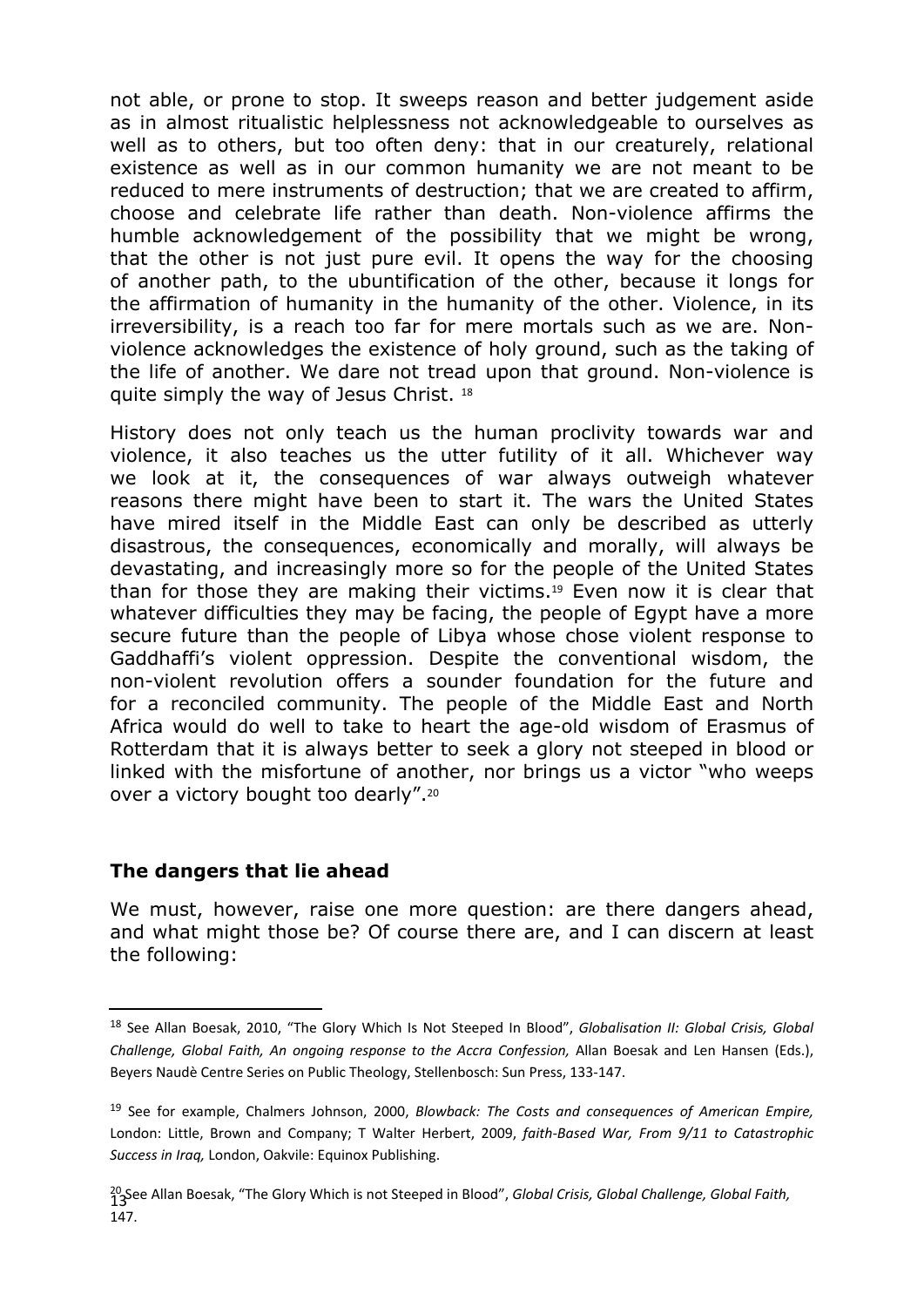not able, or prone to stop. It sweeps reason and better judgement aside as in almost ritualistic helplessness not acknowledgeable to ourselves as well as to others, but too often deny: that in our creaturely, relational existence as well as in our common humanity we are not meant to be reduced to mere instruments of destruction; that we are created to affirm, choose and celebrate life rather than death. Non-violence affirms the humble acknowledgement of the possibility that we might be wrong, that the other is not just pure evil. It opens the way for the choosing of another path, to the ubuntification of the other, because it longs for the affirmation of humanity in the humanity of the other. Violence, in its irreversibility, is a reach too far for mere mortals such as we are. Non-violence acknowledges the existence of holy ground, such as the taking of the life of another. We dare not tread upon that ground. Non-violence is quite simply the way of Jesus Christ. [18]

History does not only teach us the human proclivity towards war and violence, it also teaches us the utter futility of it all. Whichever way we look at it, the consequences of war always outweigh whatever reasons there might have been to start it. The wars the United States have mired itself in the Middle East can only be described as utterly disastrous, the consequences, economically and morally, will always be devastating, and increasingly more so for the people of the United States than for those they are making their victims.[19] Even now it is clear that whatever difficulties they may be facing, the people of Egypt have a more secure future than the people of Libya whose chose violent response to Gaddhaffi's violent oppression. Despite the conventional wisdom, the non-violent revolution offers a sounder foundation for the future and for a reconciled community. The people of the Middle East and North Africa would do well to take to heart the age-old wisdom of Erasmus of Rotterdam that it is always better to seek a glory not steeped in blood or linked with the misfortune of another, nor brings us a victor "who weeps over a victory bought too dearly".[20]

## The dangers that lie ahead

We must, however, raise one more question: are there dangers ahead, and what might those be? Of course there are, and I can discern at least the following:

---

[18] See Allan Boesak, 2010, "The Glory Which Is Not Steeped In Blood", *Globalisation II: Global Crisis, Global Challenge, Global Faith, An ongoing response to the Accra Confession,* Allan Boesak and Len Hansen (Eds.), Beyers Naudè Centre Series on Public Theology, Stellenbosch: Sun Press, 133-147.

[19] See for example, Chalmers Johnson, 2000, *Blowback: The Costs and consequences of American Empire,* London: Little, Brown and Company; T Walter Herbert, 2009, *faith-Based War, From 9/11 to Catastrophic Success in Iraq,* London, Oakvile: Equinox Publishing.

[20] See Allan Boesak, "The Glory Which is not Steeped in Blood", *Global Crisis, Global Challenge, Global Faith,* 147.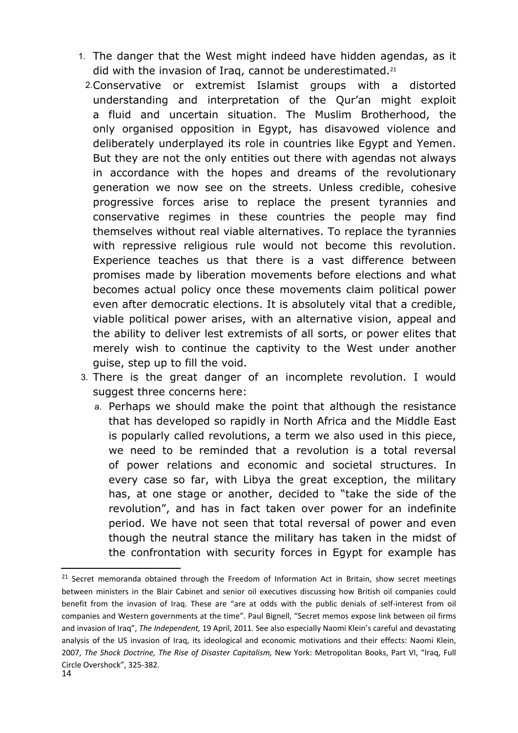1. The danger that the West might indeed have hidden agendas, as it did with the invasion of Iraq, cannot be underestimated.[21]
2. Conservative or extremist Islamist groups with a distorted understanding and interpretation of the Qur'an might exploit a fluid and uncertain situation. The Muslim Brotherhood, the only organised opposition in Egypt, has disavowed violence and deliberately underplayed its role in countries like Egypt and Yemen. But they are not the only entities out there with agendas not always in accordance with the hopes and dreams of the revolutionary generation we now see on the streets. Unless credible, cohesive progressive forces arise to replace the present tyrannies and conservative regimes in these countries the people may find themselves without real viable alternatives. To replace the tyrannies with repressive religious rule would not become this revolution. Experience teaches us that there is a vast difference between promises made by liberation movements before elections and what becomes actual policy once these movements claim political power even after democratic elections. It is absolutely vital that a credible, viable political power arises, with an alternative vision, appeal and the ability to deliver lest extremists of all sorts, or power elites that merely wish to continue the captivity to the West under another guise, step up to fill the void.
3. There is the great danger of an incomplete revolution. I would suggest three concerns here:
   a. Perhaps we should make the point that although the resistance that has developed so rapidly in North Africa and the Middle East is popularly called revolutions, a term we also used in this piece, we need to be reminded that a revolution is a total reversal of power relations and economic and societal structures. In every case so far, with Libya the great exception, the military has, at one stage or another, decided to "take the side of the revolution", and has in fact taken over power for an indefinite period. We have not seen that total reversal of power and even though the neutral stance the military has taken in the midst of the confrontation with security forces in Egypt for example has

---

[21] Secret memoranda obtained through the Freedom of Information Act in Britain, show secret meetings between ministers in the Blair Cabinet and senior oil executives discussing how British oil companies could benefit from the invasion of Iraq. These are "are at odds with the public denials of self-interest from oil companies and Western governments at the time". Paul Bignell, "Secret memos expose link between oil firms and invasion of Iraq", *The Independent,* 19 April, 2011. See also especially Naomi Klein's careful and devastating analysis of the US invasion of Iraq, its ideological and economic motivations and their effects: Naomi Klein, 2007, *The Shock Doctrine, The Rise of Disaster Capitalism,* New York: Metropolitan Books, Part VI, "Iraq, Full Circle Overshock", 325-382.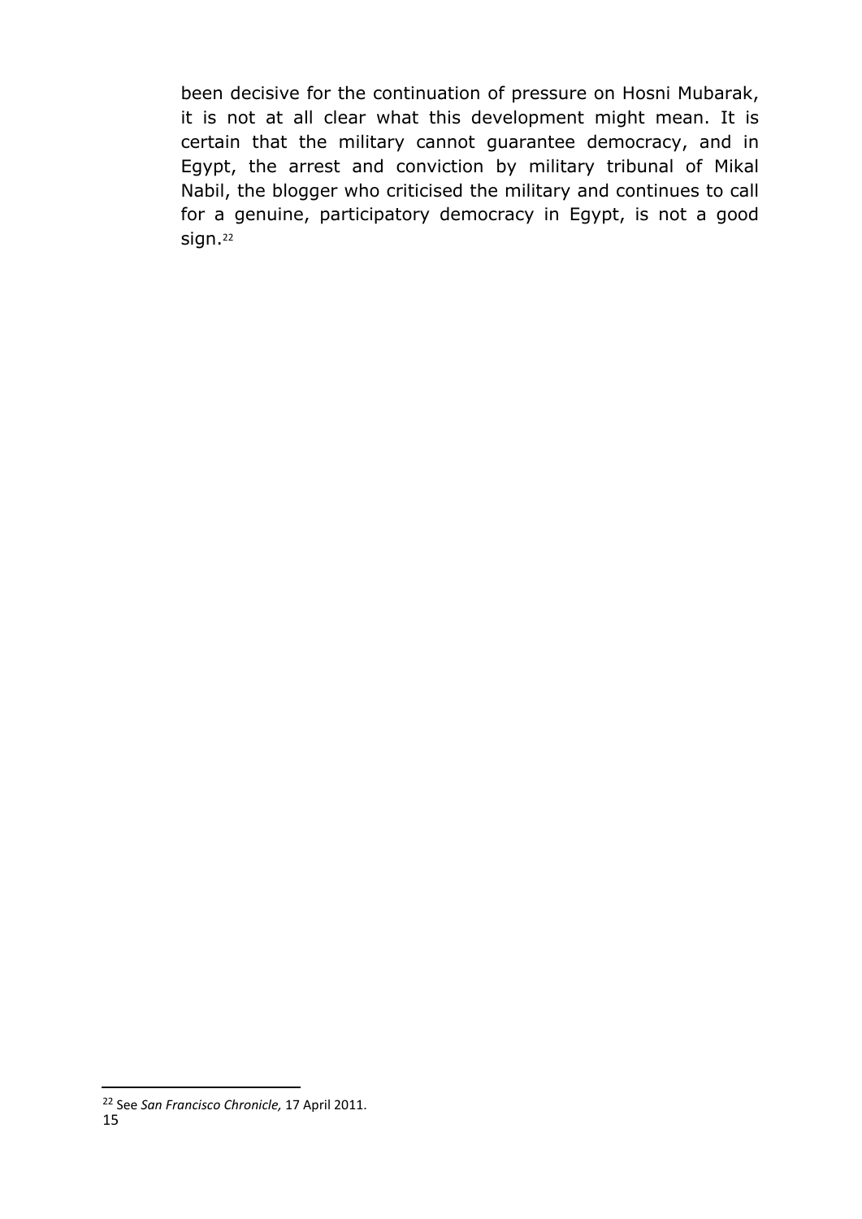been decisive for the continuation of pressure on Hosni Mubarak, it is not at all clear what this development might mean. It is certain that the military cannot guarantee democracy, and in Egypt, the arrest and conviction by military tribunal of Mikal Nabil, the blogger who criticised the military and continues to call for a genuine, participatory democracy in Egypt, is not a good sign.[22]

---

[22] See *San Francisco Chronicle,* 17 April 2011.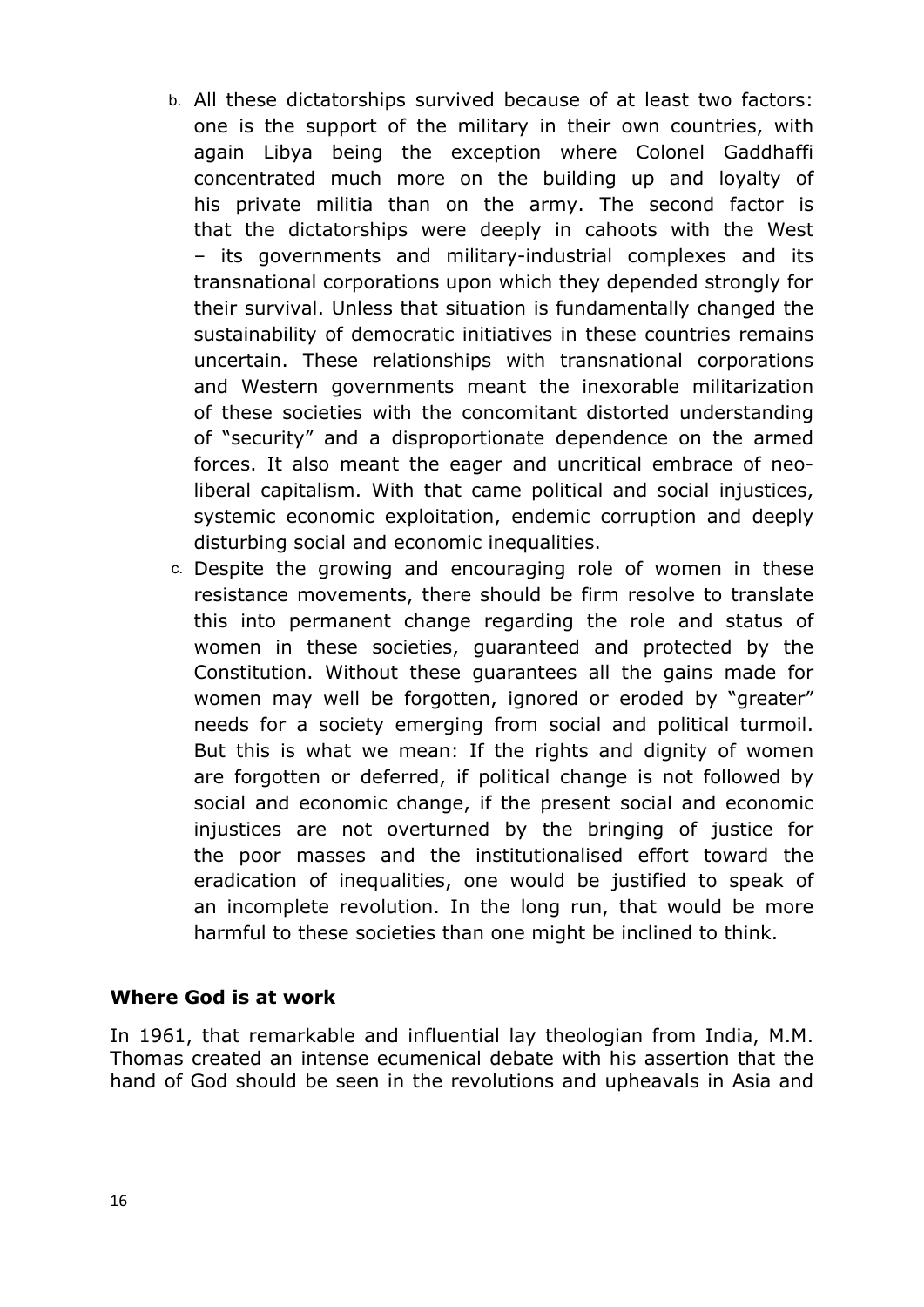b. All these dictatorships survived because of at least two factors: one is the support of the military in their own countries, with again Libya being the exception where Colonel Gaddhaffi concentrated much more on the building up and loyalty of his private militia than on the army. The second factor is that the dictatorships were deeply in cahoots with the West – its governments and military-industrial complexes and its transnational corporations upon which they depended strongly for their survival. Unless that situation is fundamentally changed the sustainability of democratic initiatives in these countries remains uncertain. These relationships with transnational corporations and Western governments meant the inexorable militarization of these societies with the concomitant distorted understanding of "security" and a disproportionate dependence on the armed forces. It also meant the eager and uncritical embrace of neo-liberal capitalism. With that came political and social injustices, systemic economic exploitation, endemic corruption and deeply disturbing social and economic inequalities.

c. Despite the growing and encouraging role of women in these resistance movements, there should be firm resolve to translate this into permanent change regarding the role and status of women in these societies, guaranteed and protected by the Constitution. Without these guarantees all the gains made for women may well be forgotten, ignored or eroded by "greater" needs for a society emerging from social and political turmoil. But this is what we mean: If the rights and dignity of women are forgotten or deferred, if political change is not followed by social and economic change, if the present social and economic injustices are not overturned by the bringing of justice for the poor masses and the institutionalised effort toward the eradication of inequalities, one would be justified to speak of an incomplete revolution. In the long run, that would be more harmful to these societies than one might be inclined to think.

**Where God is at work**

In 1961, that remarkable and influential lay theologian from India, M.M. Thomas created an intense ecumenical debate with his assertion that the hand of God should be seen in the revolutions and upheavals in Asia and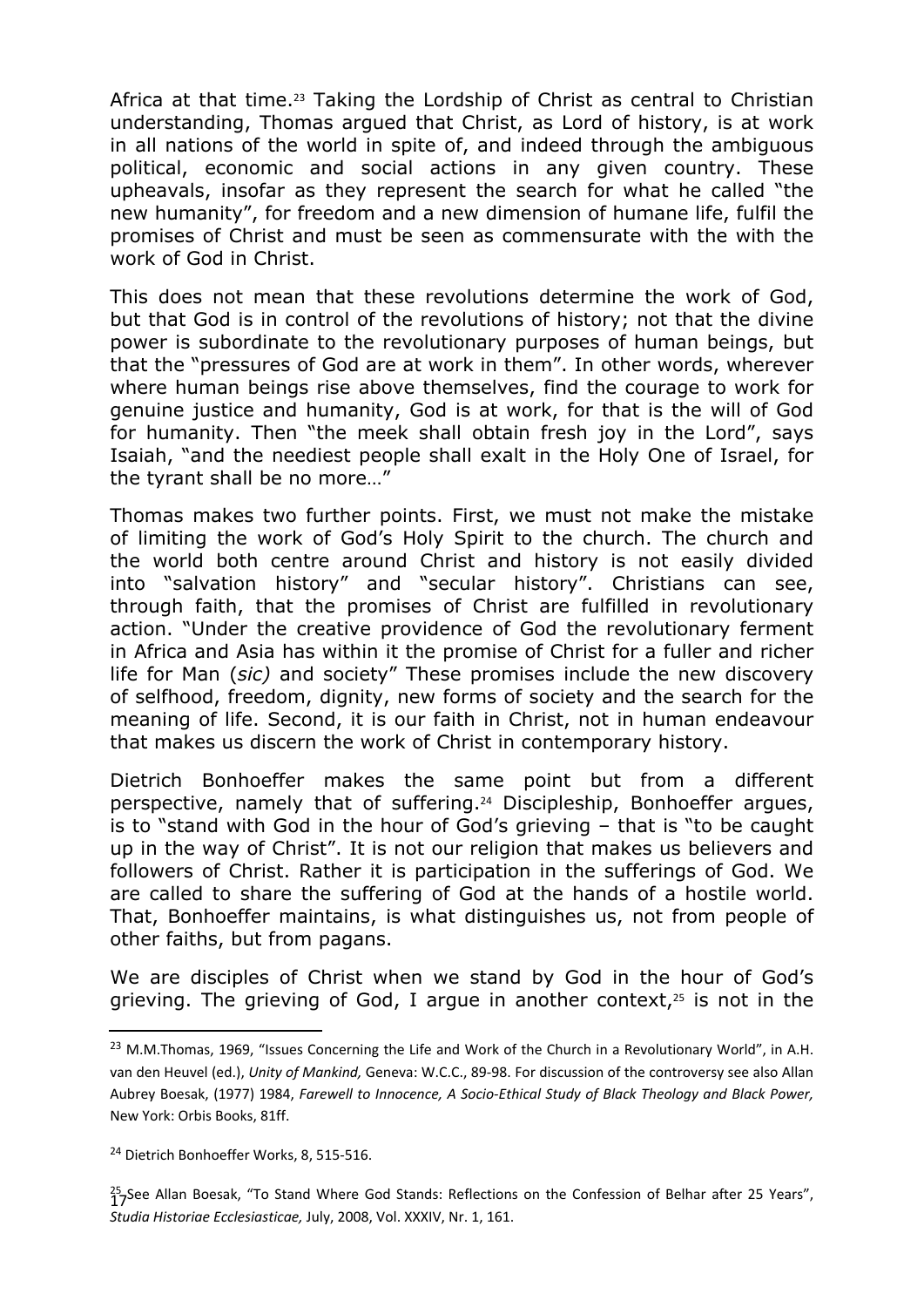Africa at that time.[23] Taking the Lordship of Christ as central to Christian understanding, Thomas argued that Christ, as Lord of history, is at work in all nations of the world in spite of, and indeed through the ambiguous political, economic and social actions in any given country. These upheavals, insofar as they represent the search for what he called "the new humanity", for freedom and a new dimension of humane life, fulfil the promises of Christ and must be seen as commensurate with the with the work of God in Christ.

This does not mean that these revolutions determine the work of God, but that God is in control of the revolutions of history; not that the divine power is subordinate to the revolutionary purposes of human beings, but that the "pressures of God are at work in them". In other words, wherever where human beings rise above themselves, find the courage to work for genuine justice and humanity, God is at work, for that is the will of God for humanity. Then "the meek shall obtain fresh joy in the Lord", says Isaiah, "and the neediest people shall exalt in the Holy One of Israel, for the tyrant shall be no more…"

Thomas makes two further points. First, we must not make the mistake of limiting the work of God's Holy Spirit to the church. The church and the world both centre around Christ and history is not easily divided into "salvation history" and "secular history". Christians can see, through faith, that the promises of Christ are fulfilled in revolutionary action. "Under the creative providence of God the revolutionary ferment in Africa and Asia has within it the promise of Christ for a fuller and richer life for Man (*sic)* and society" These promises include the new discovery of selfhood, freedom, dignity, new forms of society and the search for the meaning of life. Second, it is our faith in Christ, not in human endeavour that makes us discern the work of Christ in contemporary history.

Dietrich Bonhoeffer makes the same point but from a different perspective, namely that of suffering.[24] Discipleship, Bonhoeffer argues, is to "stand with God in the hour of God's grieving – that is "to be caught up in the way of Christ". It is not our religion that makes us believers and followers of Christ. Rather it is participation in the sufferings of God. We are called to share the suffering of God at the hands of a hostile world. That, Bonhoeffer maintains, is what distinguishes us, not from people of other faiths, but from pagans.

We are disciples of Christ when we stand by God in the hour of God's grieving. The grieving of God, I argue in another context,[25] is not in the

---

[23] M.M.Thomas, 1969, "Issues Concerning the Life and Work of the Church in a Revolutionary World", in A.H. van den Heuvel (ed.), *Unity of Mankind,* Geneva: W.C.C., 89-98. For discussion of the controversy see also Allan Aubrey Boesak, (1977) 1984, *Farewell to Innocence, A Socio-Ethical Study of Black Theology and Black Power,* New York: Orbis Books, 81ff.

[24] Dietrich Bonhoeffer Works, 8, 515-516.

[25] See Allan Boesak, "To Stand Where God Stands: Reflections on the Confession of Belhar after 25 Years", *Studia Historiae Ecclesiasticae,* July, 2008, Vol. XXXIV, Nr. 1, 161.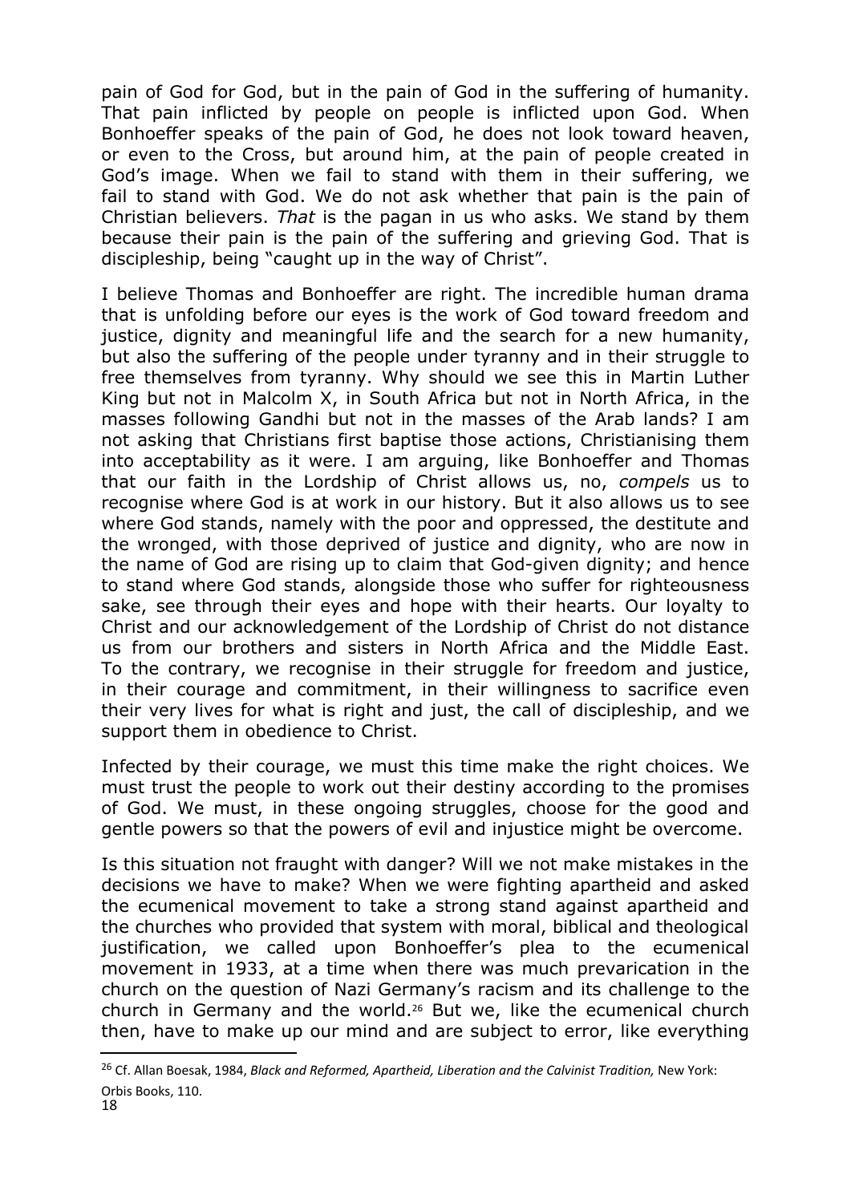pain of God for God, but in the pain of God in the suffering of humanity. That pain inflicted by people on people is inflicted upon God. When Bonhoeffer speaks of the pain of God, he does not look toward heaven, or even to the Cross, but around him, at the pain of people created in God's image. When we fail to stand with them in their suffering, we fail to stand with God. We do not ask whether that pain is the pain of Christian believers. *That* is the pagan in us who asks. We stand by them because their pain is the pain of the suffering and grieving God. That is discipleship, being "caught up in the way of Christ".

I believe Thomas and Bonhoeffer are right. The incredible human drama that is unfolding before our eyes is the work of God toward freedom and justice, dignity and meaningful life and the search for a new humanity, but also the suffering of the people under tyranny and in their struggle to free themselves from tyranny. Why should we see this in Martin Luther King but not in Malcolm X, in South Africa but not in North Africa, in the masses following Gandhi but not in the masses of the Arab lands? I am not asking that Christians first baptise those actions, Christianising them into acceptability as it were. I am arguing, like Bonhoeffer and Thomas that our faith in the Lordship of Christ allows us, no, *compels* us to recognise where God is at work in our history. But it also allows us to see where God stands, namely with the poor and oppressed, the destitute and the wronged, with those deprived of justice and dignity, who are now in the name of God are rising up to claim that God-given dignity; and hence to stand where God stands, alongside those who suffer for righteousness sake, see through their eyes and hope with their hearts. Our loyalty to Christ and our acknowledgement of the Lordship of Christ do not distance us from our brothers and sisters in North Africa and the Middle East. To the contrary, we recognise in their struggle for freedom and justice, in their courage and commitment, in their willingness to sacrifice even their very lives for what is right and just, the call of discipleship, and we support them in obedience to Christ.

Infected by their courage, we must this time make the right choices. We must trust the people to work out their destiny according to the promises of God. We must, in these ongoing struggles, choose for the good and gentle powers so that the powers of evil and injustice might be overcome.

Is this situation not fraught with danger? Will we not make mistakes in the decisions we have to make? When we were fighting apartheid and asked the ecumenical movement to take a strong stand against apartheid and the churches who provided that system with moral, biblical and theological justification, we called upon Bonhoeffer's plea to the ecumenical movement in 1933, at a time when there was much prevarication in the church on the question of Nazi Germany's racism and its challenge to the church in Germany and the world.[26] But we, like the ecumenical church then, have to make up our mind and are subject to error, like everything

---

[26] Cf. Allan Boesak, 1984, *Black and Reformed, Apartheid, Liberation and the Calvinist Tradition,* New York: Orbis Books, 110.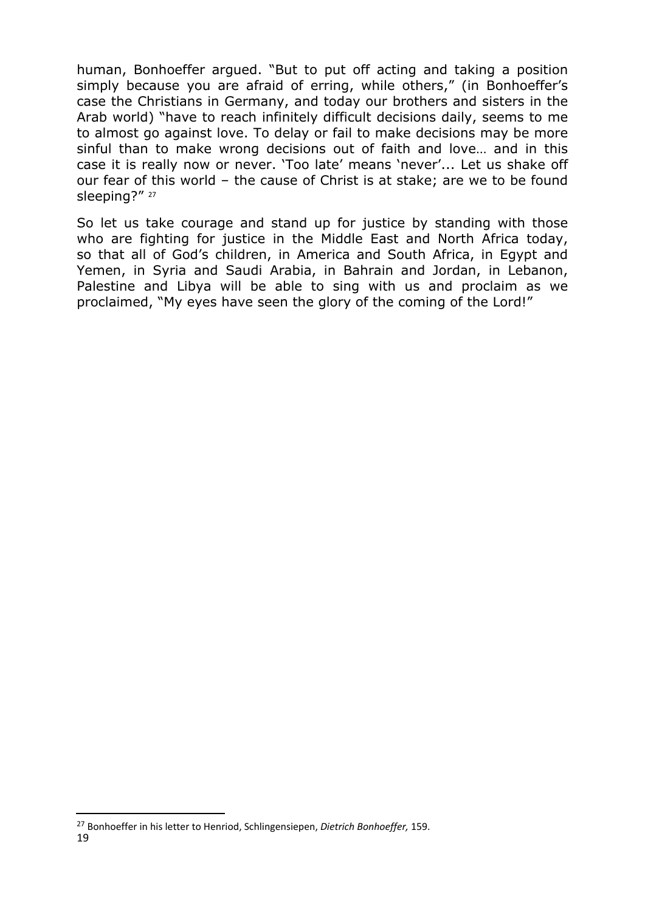human, Bonhoeffer argued. "But to put off acting and taking a position simply because you are afraid of erring, while others," (in Bonhoeffer's case the Christians in Germany, and today our brothers and sisters in the Arab world) "have to reach infinitely difficult decisions daily, seems to me to almost go against love. To delay or fail to make decisions may be more sinful than to make wrong decisions out of faith and love… and in this case it is really now or never. 'Too late' means 'never'... Let us shake off our fear of this world – the cause of Christ is at stake; are we to be found sleeping?" [27]

So let us take courage and stand up for justice by standing with those who are fighting for justice in the Middle East and North Africa today, so that all of God's children, in America and South Africa, in Egypt and Yemen, in Syria and Saudi Arabia, in Bahrain and Jordan, in Lebanon, Palestine and Libya will be able to sing with us and proclaim as we proclaimed, "My eyes have seen the glory of the coming of the Lord!"

---

[27] Bonhoeffer in his letter to Henriod, Schlingensiepen, *Dietrich Bonhoeffer,* 159.